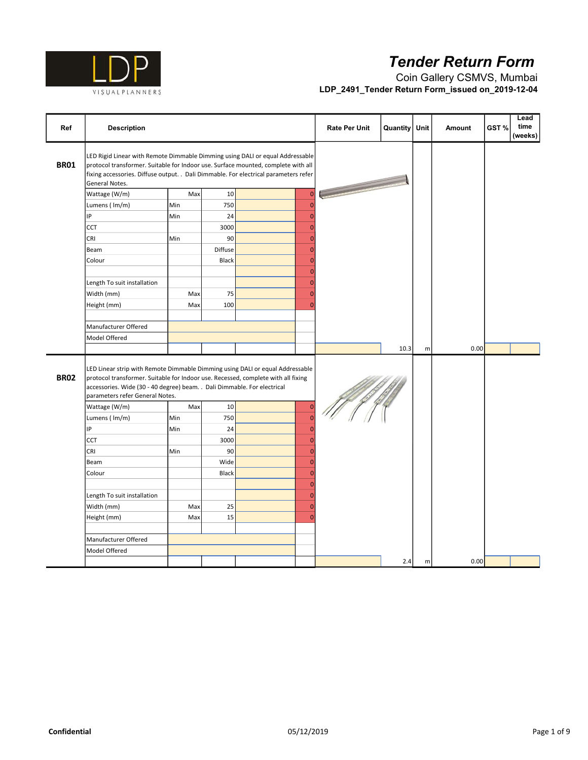# Tender Return Form

Coin Gallery CSMVS, Mumbai

**LDP_2491_Tender Return Form_issued on_2019-12-04**

| Ref | Description | | | | | Rate Per Unit | Quantity | Unit | Amount | GST % | Lead time (weeks) |
|---|---|---|---|---|---|---|---|---|---|---|---|
| **BR01** | LED Rigid Linear with Remote Dimmable Dimming using DALI or equal Addressable protocol transformer. Suitable for Indoor use. Surface mounted, complete with all fixing accessories. Diffuse output. . Dali Dimmable. For electrical parameters refer General Notes. | | | | | | | | | | |
| | Wattage (W/m) | Max | 10 | | 0 | | | | | | |
| | Lumens ( lm/m) | Min | 750 | | 0 | | | | | | |
| | IP | Min | 24 | | 0 | | | | | | |
| | CCT | | 3000 | | 0 | | | | | | |
| | CRI | Min | 90 | | 0 | | | | | | |
| | Beam | | Diffuse | | 0 | | | | | | |
| | Colour | | Black | | 0 | | | | | | |
| | | | | | 0 | | | | | | |
| | Length To suit installation | | | | 0 | | | | | | |
| | Width (mm) | Max | 75 | | 0 | | | | | | |
| | Height (mm) | Max | 100 | | 0 | | | | | | |
| | Manufacturer Offered | | | | | | | | | | |
| | Model Offered | | | | | | | | | | |
| | | | | | | | 10.3 | m | 0.00 | | |
| **BR02** | LED Linear strip with Remote Dimmable Dimming using DALI or equal Addressable protocol transformer. Suitable for Indoor use. Recessed, complete with all fixing accessories. Wide (30 - 40 degree) beam. . Dali Dimmable. For electrical parameters refer General Notes. | | | | | | | | | | |
| | Wattage (W/m) | Max | 10 | | 0 | | | | | | |
| | Lumens ( lm/m) | Min | 750 | | 0 | | | | | | |
| | IP | Min | 24 | | 0 | | | | | | |
| | CCT | | 3000 | | 0 | | | | | | |
| | CRI | Min | 90 | | 0 | | | | | | |
| | Beam | | Wide | | 0 | | | | | | |
| | Colour | | Black | | 0 | | | | | | |
| | | | | | 0 | | | | | | |
| | Length To suit installation | | | | 0 | | | | | | |
| | Width (mm) | Max | 25 | | 0 | | | | | | |
| | Height (mm) | Max | 15 | | 0 | | | | | | |
| | Manufacturer Offered | | | | | | | | | | |
| | Model Offered | | | | | | | | | | |
| | | | | | | | 2.4 | m | 0.00 | | |

**Confidential** 05/12/2019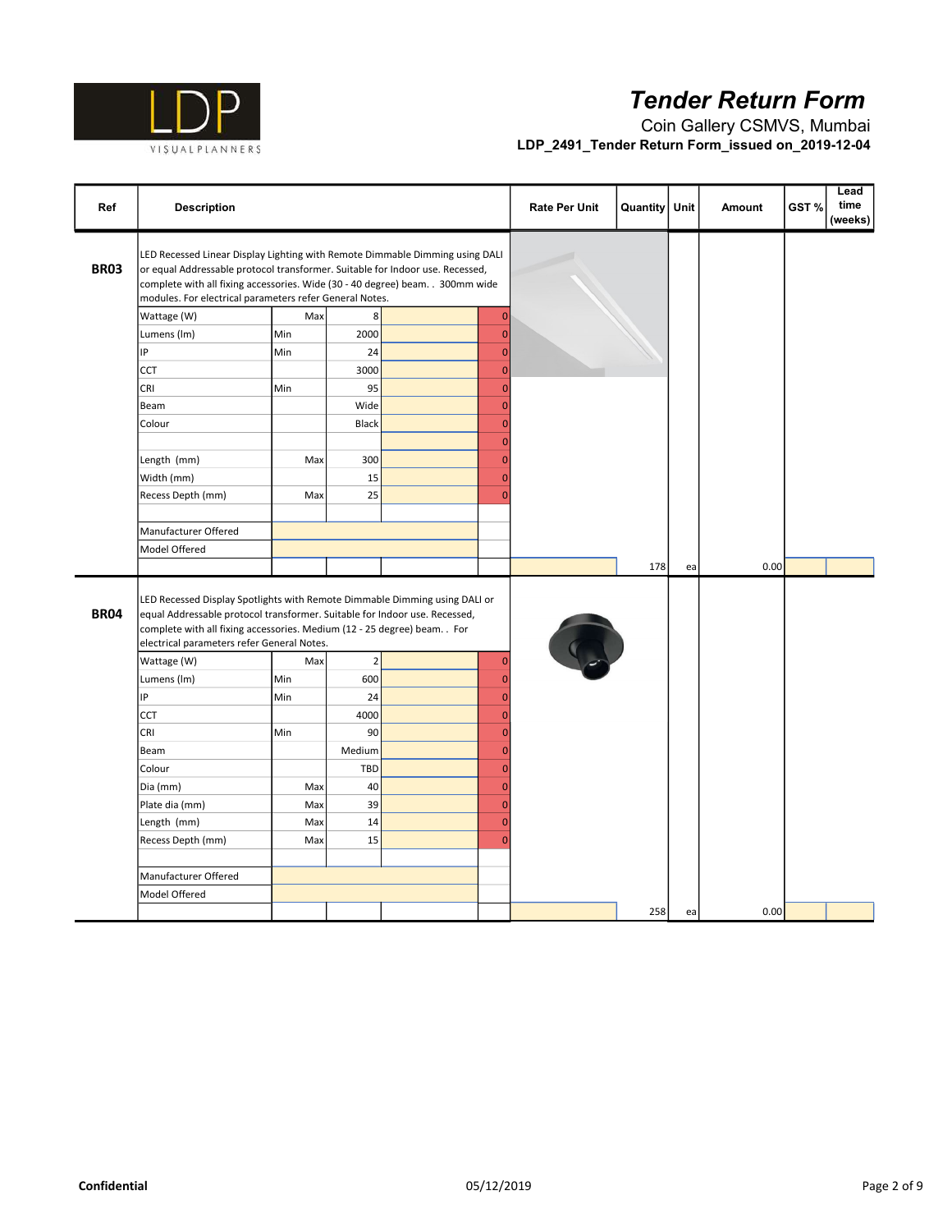# Tender Return Form

Coin Gallery CSMVS, Mumbai

**LDP_2491_Tender Return Form_issued on_2019-12-04**

| Ref | Description | | | | | Rate Per Unit | Quantity | Unit | Amount | GST % | Lead time (weeks) |
|---|---|---|---|---|---|---|---|---|---|---|---|
| **BR03** | LED Recessed Linear Display Lighting with Remote Dimmable Dimming using DALI or equal Addressable protocol transformer. Suitable for Indoor use. Recessed, complete with all fixing accessories. Wide (30 - 40 degree) beam. . 300mm wide modules. For electrical parameters refer General Notes. | | | | | | | | | | |
| | Wattage (W) | Max | 8 | | 0 | | | | | | |
| | Lumens (lm) | Min | 2000 | | 0 | | | | | | |
| | IP | Min | 24 | | 0 | | | | | | |
| | CCT | | 3000 | | 0 | | | | | | |
| | CRI | Min | 95 | | 0 | | | | | | |
| | Beam | | Wide | | 0 | | | | | | |
| | Colour | | Black | | 0 | | | | | | |
| | | | | | 0 | | | | | | |
| | Length (mm) | Max | 300 | | 0 | | | | | | |
| | Width (mm) | | 15 | | 0 | | | | | | |
| | Recess Depth (mm) | Max | 25 | | 0 | | | | | | |
| | Manufacturer Offered | | | | | | | | | | |
| | Model Offered | | | | | | | | | | |
| | | | | | | | 178 | ea | 0.00 | | |
| **BR04** | LED Recessed Display Spotlights with Remote Dimmable Dimming using DALI or equal Addressable protocol transformer. Suitable for Indoor use. Recessed, complete with all fixing accessories. Medium (12 - 25 degree) beam. . For electrical parameters refer General Notes. | | | | | | | | | | |
| | Wattage (W) | Max | 2 | | 0 | | | | | | |
| | Lumens (lm) | Min | 600 | | 0 | | | | | | |
| | IP | Min | 24 | | 0 | | | | | | |
| | CCT | | 4000 | | 0 | | | | | | |
| | CRI | Min | 90 | | 0 | | | | | | |
| | Beam | | Medium | | 0 | | | | | | |
| | Colour | | TBD | | 0 | | | | | | |
| | Dia (mm) | Max | 40 | | 0 | | | | | | |
| | Plate dia (mm) | Max | 39 | | 0 | | | | | | |
| | Length (mm) | Max | 14 | | 0 | | | | | | |
| | Recess Depth (mm) | Max | 15 | | 0 | | | | | | |
| | Manufacturer Offered | | | | | | | | | | |
| | Model Offered | | | | | | | | | | |
| | | | | | | | 258 | ea | 0.00 | | |

**Confidential** 05/12/2019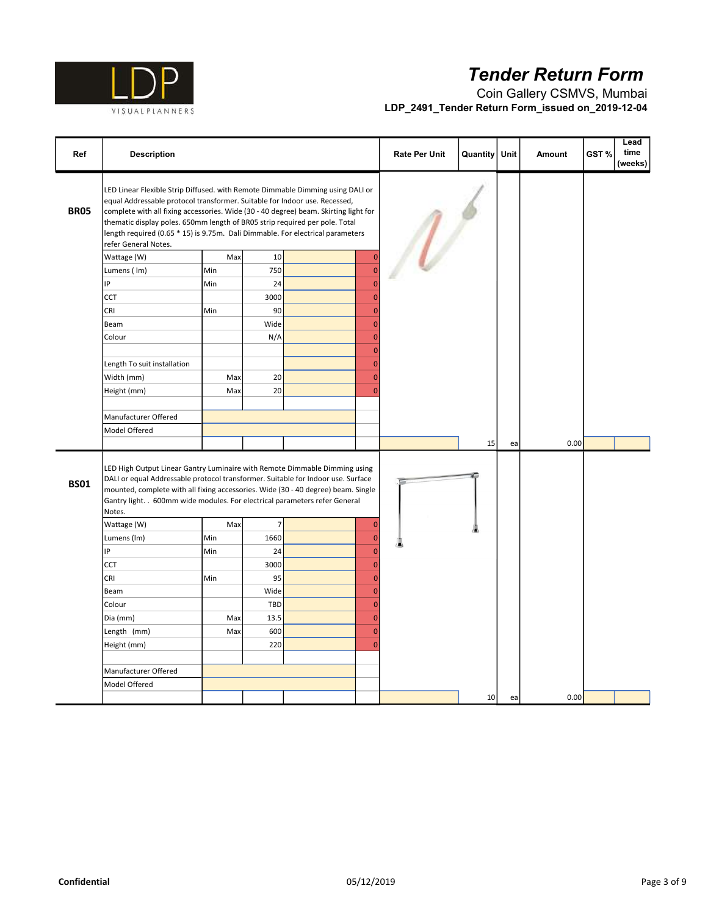# Tender Return Form

Coin Gallery CSMVS, Mumbai

**LDP_2491_Tender Return Form_issued on_2019-12-04**

| Ref | Description | | | | | Rate Per Unit | Quantity | Unit | Amount | GST % | Lead time (weeks) |
|---|---|---|---|---|---|---|---|---|---|---|---|
| **BR05** | LED Linear Flexible Strip Diffused. with Remote Dimmable Dimming using DALI or equal Addressable protocol transformer. Suitable for Indoor use. Recessed, complete with all fixing accessories. Wide (30 - 40 degree) beam. Skirting light for thematic display poles. 650mm length of BR05 strip required per pole. Total length required (0.65 * 15) is 9.75m. Dali Dimmable. For electrical parameters refer General Notes. | | | | | | | | | | |
| | Wattage (W) | Max | 10 | | 0 | | | | | | |
| | Lumens ( lm) | Min | 750 | | 0 | | | | | | |
| | IP | Min | 24 | | 0 | | | | | | |
| | CCT | | 3000 | | 0 | | | | | | |
| | CRI | Min | 90 | | 0 | | | | | | |
| | Beam | | Wide | | 0 | | | | | | |
| | Colour | | N/A | | 0 | | | | | | |
| | | | | | 0 | | | | | | |
| | Length To suit installation | | | | 0 | | | | | | |
| | Width (mm) | Max | 20 | | 0 | | | | | | |
| | Height (mm) | Max | 20 | | 0 | | | | | | |
| | | | | | | | | | | | |
| | Manufacturer Offered | | | | | | | | | | |
| | Model Offered | | | | | | | | | | |
| | | | | | | | 15 | ea | 0.00 | | |
| **BS01** | LED High Output Linear Gantry Luminaire with Remote Dimmable Dimming using DALI or equal Addressable protocol transformer. Suitable for Indoor use. Surface mounted, complete with all fixing accessories. Wide (30 - 40 degree) beam. Single Gantry light. . 600mm wide modules. For electrical parameters refer General Notes. | | | | | | | | | | |
| | Wattage (W) | Max | 7 | | 0 | | | | | | |
| | Lumens (lm) | Min | 1660 | | 0 | | | | | | |
| | IP | Min | 24 | | 0 | | | | | | |
| | CCT | | 3000 | | 0 | | | | | | |
| | CRI | Min | 95 | | 0 | | | | | | |
| | Beam | | Wide | | 0 | | | | | | |
| | Colour | | TBD | | 0 | | | | | | |
| | Dia (mm) | Max | 13.5 | | 0 | | | | | | |
| | Length (mm) | Max | 600 | | 0 | | | | | | |
| | Height (mm) | | 220 | | 0 | | | | | | |
| | | | | | | | | | | | |
| | Manufacturer Offered | | | | | | | | | | |
| | Model Offered | | | | | | | | | | |
| | | | | | | | 10 | ea | 0.00 | | |

**Confidential** 05/12/2019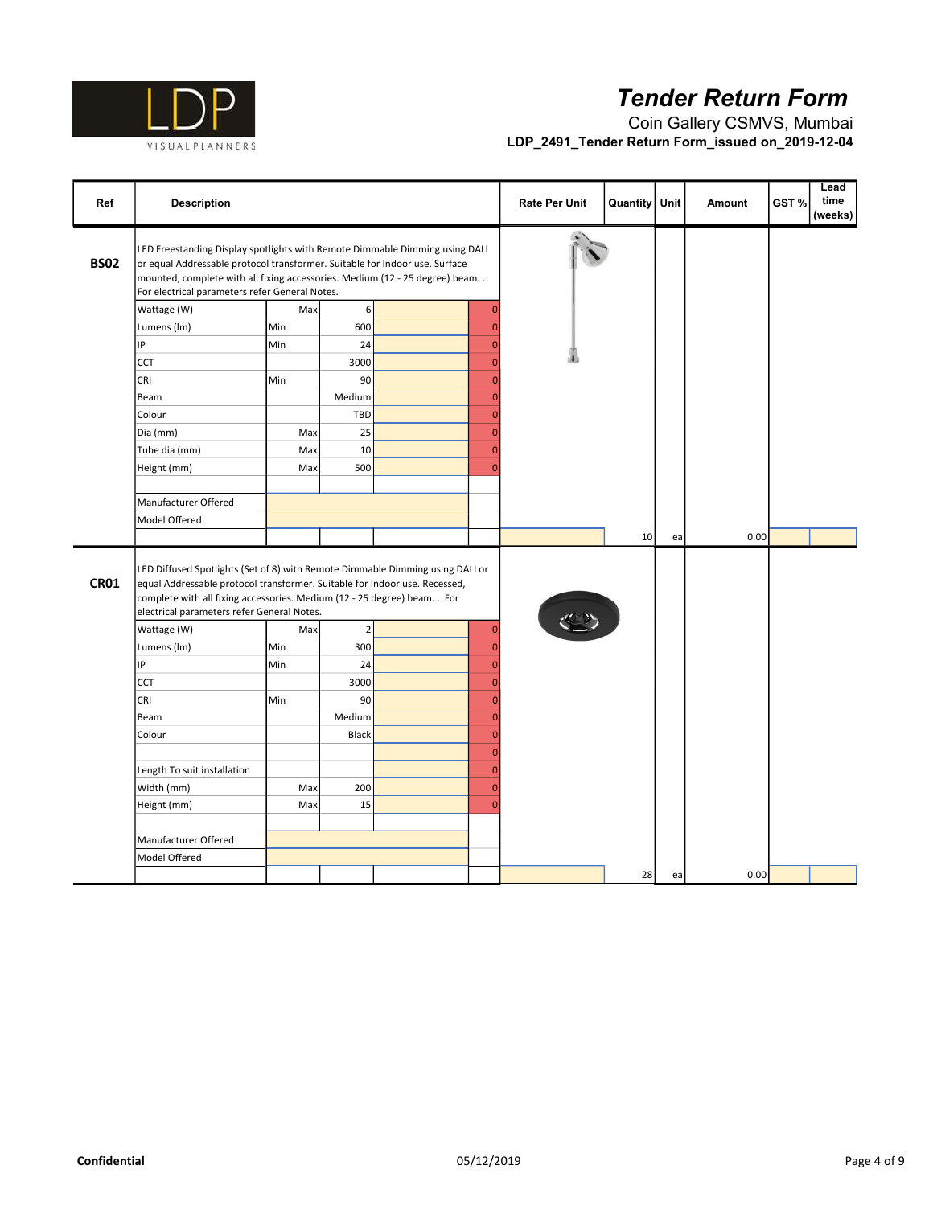# Tender Return Form

Coin Gallery CSMVS, Mumbai

**LDP_2491_Tender Return Form_issued on_2019-12-04**

| Ref | Description | | | | | Rate Per Unit | Quantity | Unit | Amount | GST % | Lead time (weeks) |
|---|---|---|---|---|---|---|---|---|---|---|---|
| **BS02** | LED Freestanding Display spotlights with Remote Dimmable Dimming using DALI or equal Addressable protocol transformer. Suitable for Indoor use. Surface mounted, complete with all fixing accessories. Medium (12 - 25 degree) beam. . For electrical parameters refer General Notes. | | | | | | | | | | |
| | Wattage (W) | Max | 6 | | 0 | | | | | | |
| | Lumens (lm) | Min | 600 | | 0 | | | | | | |
| | IP | Min | 24 | | 0 | | | | | | |
| | CCT | | 3000 | | 0 | | | | | | |
| | CRI | Min | 90 | | 0 | | | | | | |
| | Beam | | Medium | | 0 | | | | | | |
| | Colour | | TBD | | 0 | | | | | | |
| | Dia (mm) | Max | 25 | | 0 | | | | | | |
| | Tube dia (mm) | Max | 10 | | 0 | | | | | | |
| | Height (mm) | Max | 500 | | 0 | | | | | | |
| | Manufacturer Offered | | | | | | | | | | |
| | Model Offered | | | | | | | | | | |
| | | | | | | | 10 | ea | 0.00 | | |
| **CR01** | LED Diffused Spotlights (Set of 8) with Remote Dimmable Dimming using DALI or equal Addressable protocol transformer. Suitable for Indoor use. Recessed, complete with all fixing accessories. Medium (12 - 25 degree) beam. . For electrical parameters refer General Notes. | | | | | | | | | | |
| | Wattage (W) | Max | 2 | | 0 | | | | | | |
| | Lumens (lm) | Min | 300 | | 0 | | | | | | |
| | IP | Min | 24 | | 0 | | | | | | |
| | CCT | | 3000 | | 0 | | | | | | |
| | CRI | Min | 90 | | 0 | | | | | | |
| | Beam | | Medium | | 0 | | | | | | |
| | Colour | | Black | | 0 | | | | | | |
| | | | | | 0 | | | | | | |
| | Length To suit installation | | | | 0 | | | | | | |
| | Width (mm) | Max | 200 | | 0 | | | | | | |
| | Height (mm) | Max | 15 | | 0 | | | | | | |
| | Manufacturer Offered | | | | | | | | | | |
| | Model Offered | | | | | | | | | | |
| | | | | | | | 28 | ea | 0.00 | | |

**Confidential** 05/12/2019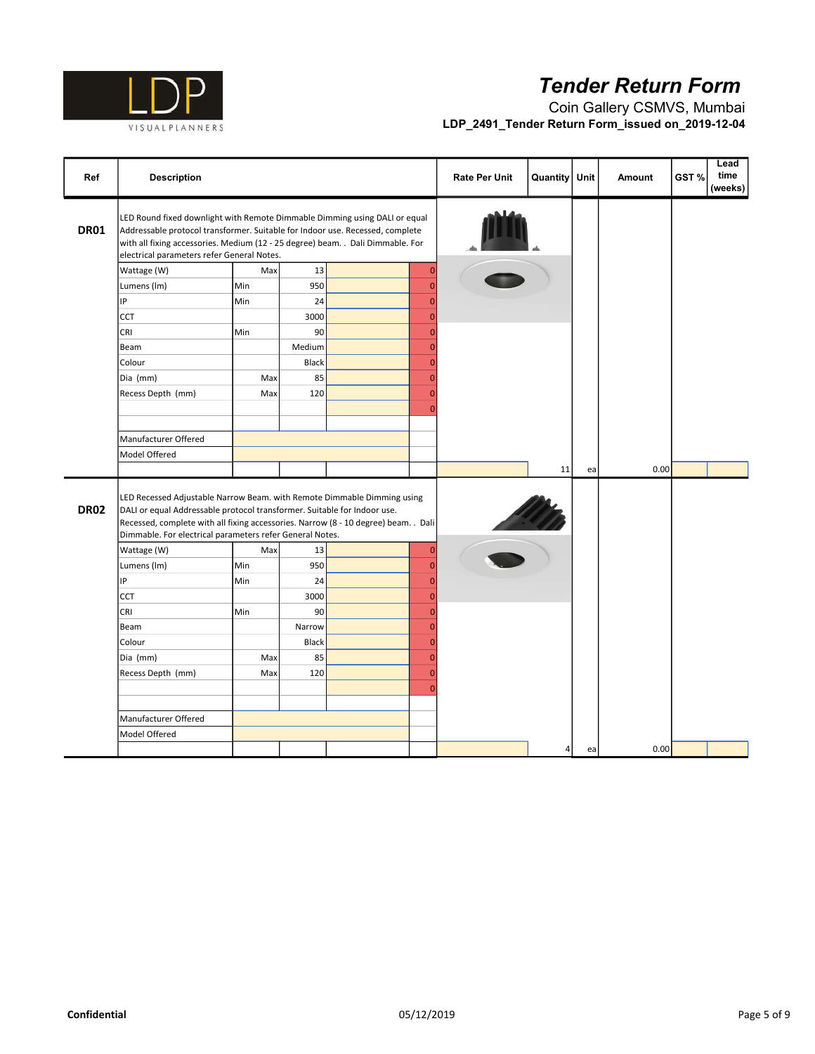# Tender Return Form

Coin Gallery CSMVS, Mumbai

**LDP_2491_Tender Return Form_issued on_2019-12-04**

| Ref | Description | | | | | Rate Per Unit | Quantity | Unit | Amount | GST % | Lead time (weeks) |
|---|---|---|---|---|---|---|---|---|---|---|---|
| **DR01** | LED Round fixed downlight with Remote Dimmable Dimming using DALI or equal Addressable protocol transformer. Suitable for Indoor use. Recessed, complete with all fixing accessories. Medium (12 - 25 degree) beam. . Dali Dimmable. For electrical parameters refer General Notes. | | | | | | | | | | |
| | Wattage (W) | Max | 13 | | 0 | | | | | | |
| | Lumens (lm) | Min | 950 | | 0 | | | | | | |
| | IP | Min | 24 | | 0 | | | | | | |
| | CCT | | 3000 | | 0 | | | | | | |
| | CRI | Min | 90 | | 0 | | | | | | |
| | Beam | | Medium | | 0 | | | | | | |
| | Colour | | Black | | 0 | | | | | | |
| | Dia (mm) | Max | 85 | | 0 | | | | | | |
| | Recess Depth (mm) | Max | 120 | | 0 | | | | | | |
| | | | | | 0 | | | | | | |
| | Manufacturer Offered | | | | | | | | | | |
| | Model Offered | | | | | | | | | | |
| | | | | | | | 11 | ea | 0.00 | | |
| **DR02** | LED Recessed Adjustable Narrow Beam. with Remote Dimmable Dimming using DALI or equal Addressable protocol transformer. Suitable for Indoor use. Recessed, complete with all fixing accessories. Narrow (8 - 10 degree) beam. . Dali Dimmable. For electrical parameters refer General Notes. | | | | | | | | | | |
| | Wattage (W) | Max | 13 | | 0 | | | | | | |
| | Lumens (lm) | Min | 950 | | 0 | | | | | | |
| | IP | Min | 24 | | 0 | | | | | | |
| | CCT | | 3000 | | 0 | | | | | | |
| | CRI | Min | 90 | | 0 | | | | | | |
| | Beam | | Narrow | | 0 | | | | | | |
| | Colour | | Black | | 0 | | | | | | |
| | Dia (mm) | Max | 85 | | 0 | | | | | | |
| | Recess Depth (mm) | Max | 120 | | 0 | | | | | | |
| | | | | | 0 | | | | | | |
| | Manufacturer Offered | | | | | | | | | | |
| | Model Offered | | | | | | | | | | |
| | | | | | | | 4 | ea | 0.00 | | |

**Confidential** 05/12/2019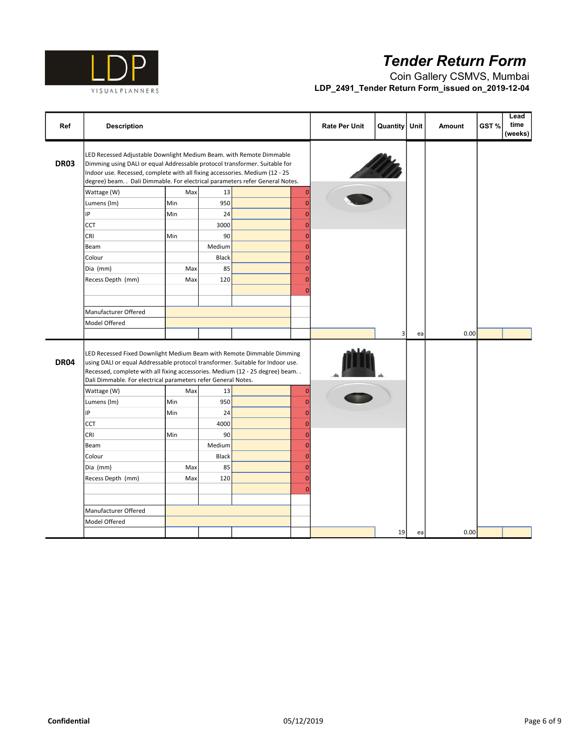# Tender Return Form

Coin Gallery CSMVS, Mumbai

**LDP_2491_Tender Return Form_issued on_2019-12-04**

| Ref | Description | | | | | Rate Per Unit | Quantity | Unit | Amount | GST % | Lead time (weeks) |
|---|---|---|---|---|---|---|---|---|---|---|---|
| **DR03** | LED Recessed Adjustable Downlight Medium Beam. with Remote Dimmable Dimming using DALI or equal Addressable protocol transformer. Suitable for Indoor use. Recessed, complete with all fixing accessories. Medium (12 - 25 degree) beam. . Dali Dimmable. For electrical parameters refer General Notes. | | | | | | | | | | |
| | Wattage (W) | Max | 13 | | 0 | | | | | | |
| | Lumens (lm) | Min | 950 | | 0 | | | | | | |
| | IP | Min | 24 | | 0 | | | | | | |
| | CCT | | 3000 | | 0 | | | | | | |
| | CRI | Min | 90 | | 0 | | | | | | |
| | Beam | | Medium | | 0 | | | | | | |
| | Colour | | Black | | 0 | | | | | | |
| | Dia (mm) | Max | 85 | | 0 | | | | | | |
| | Recess Depth (mm) | Max | 120 | | 0 | | | | | | |
| | | | | | 0 | | | | | | |
| | Manufacturer Offered | | | | | | | | | | |
| | Model Offered | | | | | | | | | | |
| | | | | | | | 3 | ea | 0.00 | | |
| **DR04** | LED Recessed Fixed Downlight Medium Beam with Remote Dimmable Dimming using DALI or equal Addressable protocol transformer. Suitable for Indoor use. Recessed, complete with all fixing accessories. Medium (12 - 25 degree) beam. . Dali Dimmable. For electrical parameters refer General Notes. | | | | | | | | | | |
| | Wattage (W) | Max | 13 | | 0 | | | | | | |
| | Lumens (lm) | Min | 950 | | 0 | | | | | | |
| | IP | Min | 24 | | 0 | | | | | | |
| | CCT | | 4000 | | 0 | | | | | | |
| | CRI | Min | 90 | | 0 | | | | | | |
| | Beam | | Medium | | 0 | | | | | | |
| | Colour | | Black | | 0 | | | | | | |
| | Dia (mm) | Max | 85 | | 0 | | | | | | |
| | Recess Depth (mm) | Max | 120 | | 0 | | | | | | |
| | | | | | 0 | | | | | | |
| | Manufacturer Offered | | | | | | | | | | |
| | Model Offered | | | | | | | | | | |
| | | | | | | | 19 | ea | 0.00 | | |

**Confidential** 05/12/2019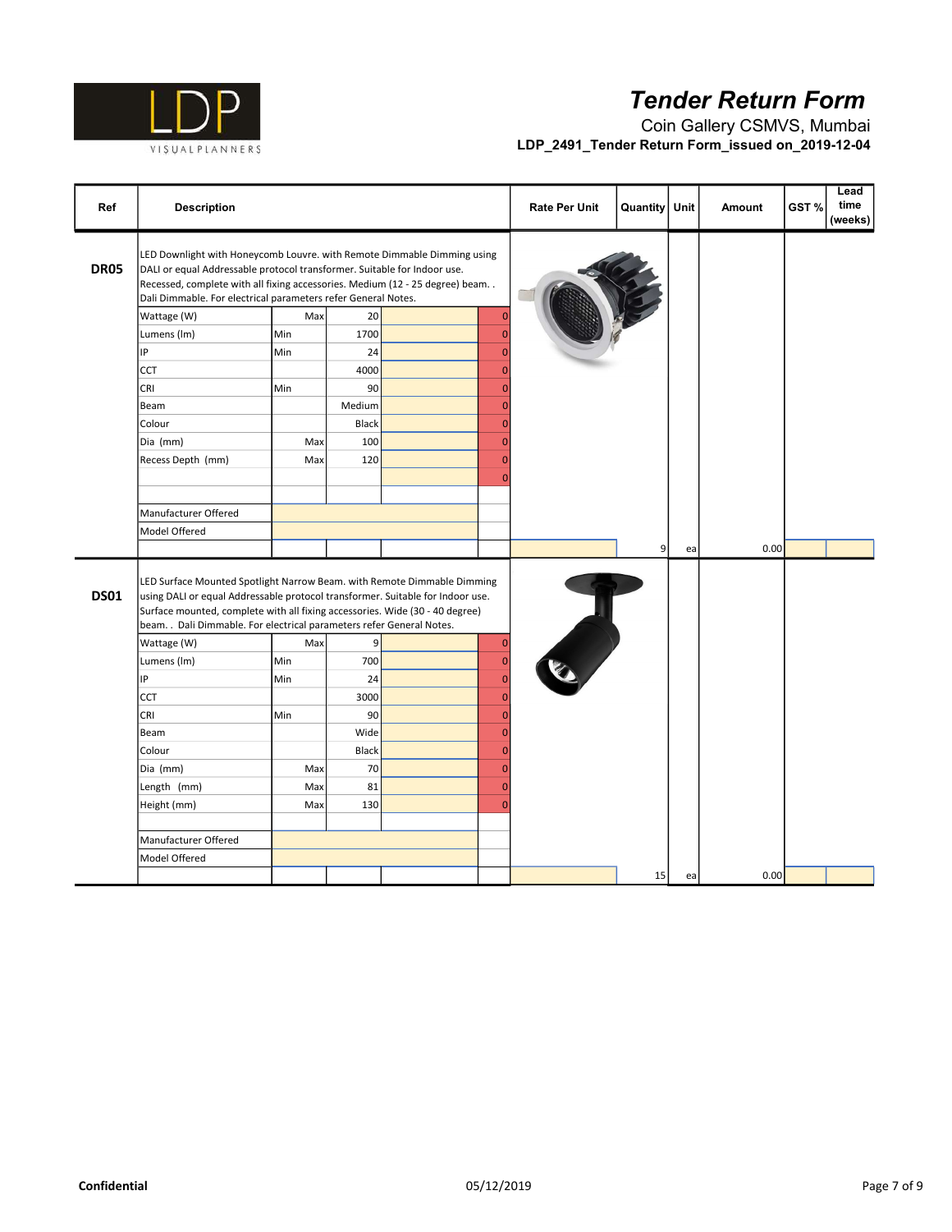# Tender Return Form

Coin Gallery CSMVS, Mumbai

**LDP_2491_Tender Return Form_issued on_2019-12-04**

| Ref | Description | | | | | Rate Per Unit | Quantity | Unit | Amount | GST % | Lead time (weeks) |
|---|---|---|---|---|---|---|---|---|---|---|---|
| **DR05** | LED Downlight with Honeycomb Louvre. with Remote Dimmable Dimming using DALI or equal Addressable protocol transformer. Suitable for Indoor use. Recessed, complete with all fixing accessories. Medium (12 - 25 degree) beam. . Dali Dimmable. For electrical parameters refer General Notes. | | | | | | | | | | |
| | Wattage (W) | Max | 20 | | 0 | | | | | | |
| | Lumens (lm) | Min | 1700 | | 0 | | | | | | |
| | IP | Min | 24 | | 0 | | | | | | |
| | CCT | | 4000 | | 0 | | | | | | |
| | CRI | Min | 90 | | 0 | | | | | | |
| | Beam | | Medium | | 0 | | | | | | |
| | Colour | | Black | | 0 | | | | | | |
| | Dia (mm) | Max | 100 | | 0 | | | | | | |
| | Recess Depth (mm) | Max | 120 | | 0 | | | | | | |
| | | | | | 0 | | | | | | |
| | Manufacturer Offered | | | | | | | | | | |
| | Model Offered | | | | | | | | | | |
| | | | | | | | 9 | ea | 0.00 | | |
| **DS01** | LED Surface Mounted Spotlight Narrow Beam. with Remote Dimmable Dimming using DALI or equal Addressable protocol transformer. Suitable for Indoor use. Surface mounted, complete with all fixing accessories. Wide (30 - 40 degree) beam. . Dali Dimmable. For electrical parameters refer General Notes. | | | | | | | | | | |
| | Wattage (W) | Max | 9 | | 0 | | | | | | |
| | Lumens (lm) | Min | 700 | | 0 | | | | | | |
| | IP | Min | 24 | | 0 | | | | | | |
| | CCT | | 3000 | | 0 | | | | | | |
| | CRI | Min | 90 | | 0 | | | | | | |
| | Beam | | Wide | | 0 | | | | | | |
| | Colour | | Black | | 0 | | | | | | |
| | Dia (mm) | Max | 70 | | 0 | | | | | | |
| | Length (mm) | Max | 81 | | 0 | | | | | | |
| | Height (mm) | Max | 130 | | 0 | | | | | | |
| | Manufacturer Offered | | | | | | | | | | |
| | Model Offered | | | | | | | | | | |
| | | | | | | | 15 | ea | 0.00 | | |

**Confidential** 05/12/2019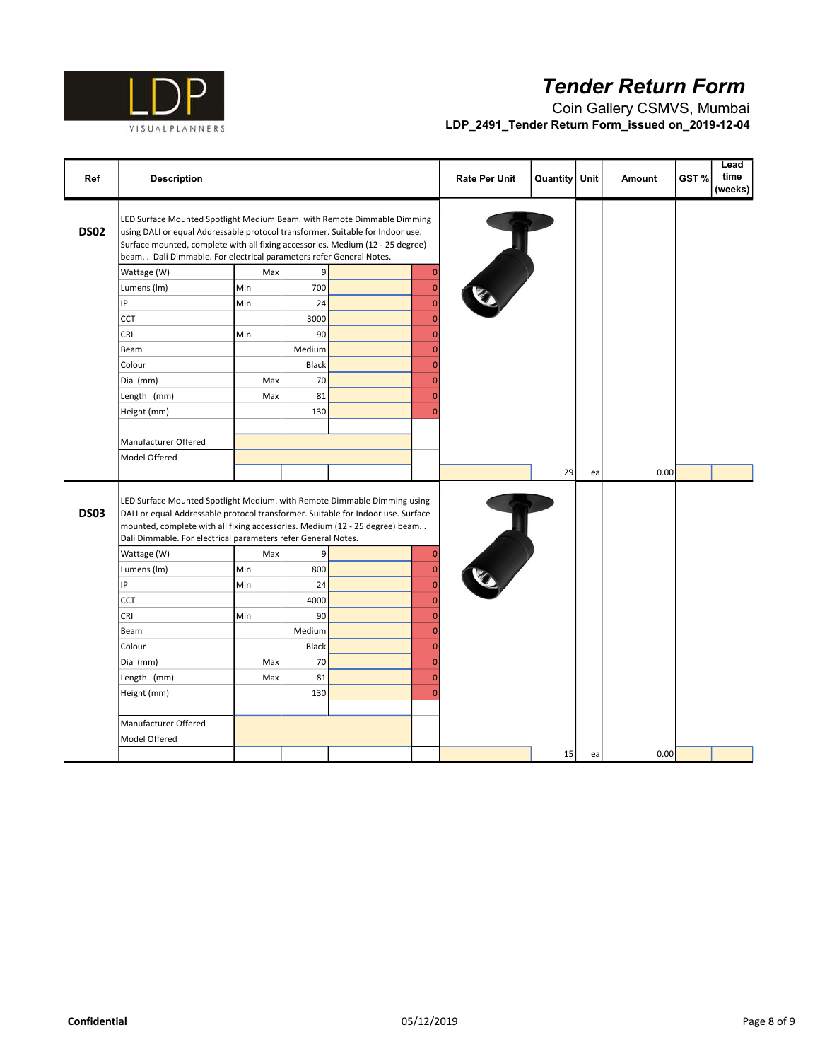# Tender Return Form

Coin Gallery CSMVS, Mumbai

**LDP_2491_Tender Return Form_issued on_2019-12-04**

| Ref | Description | | | | | Rate Per Unit | Quantity | Unit | Amount | GST % | Lead time (weeks) |
|---|---|---|---|---|---|---|---|---|---|---|---|
| **DS02** | LED Surface Mounted Spotlight Medium Beam. with Remote Dimmable Dimming using DALI or equal Addressable protocol transformer. Suitable for Indoor use. Surface mounted, complete with all fixing accessories. Medium (12 - 25 degree) beam. . Dali Dimmable. For electrical parameters refer General Notes. | | | | | | | | | | |
| | Wattage (W) | Max | 9 | | 0 | | | | | | |
| | Lumens (lm) | Min | 700 | | 0 | | | | | | |
| | IP | Min | 24 | | 0 | | | | | | |
| | CCT | | 3000 | | 0 | | | | | | |
| | CRI | Min | 90 | | 0 | | | | | | |
| | Beam | | Medium | | 0 | | | | | | |
| | Colour | | Black | | 0 | | | | | | |
| | Dia (mm) | Max | 70 | | 0 | | | | | | |
| | Length (mm) | Max | 81 | | 0 | | | | | | |
| | Height (mm) | | 130 | | 0 | | | | | | |
| | Manufacturer Offered | | | | | | | | | | |
| | Model Offered | | | | | | | | | | |
| | | | | | | | 29 | ea | 0.00 | | |
| **DS03** | LED Surface Mounted Spotlight Medium. with Remote Dimmable Dimming using DALI or equal Addressable protocol transformer. Suitable for Indoor use. Surface mounted, complete with all fixing accessories. Medium (12 - 25 degree) beam. . Dali Dimmable. For electrical parameters refer General Notes. | | | | | | | | | | |
| | Wattage (W) | Max | 9 | | 0 | | | | | | |
| | Lumens (lm) | Min | 800 | | 0 | | | | | | |
| | IP | Min | 24 | | 0 | | | | | | |
| | CCT | | 4000 | | 0 | | | | | | |
| | CRI | Min | 90 | | 0 | | | | | | |
| | Beam | | Medium | | 0 | | | | | | |
| | Colour | | Black | | 0 | | | | | | |
| | Dia (mm) | Max | 70 | | 0 | | | | | | |
| | Length (mm) | Max | 81 | | 0 | | | | | | |
| | Height (mm) | | 130 | | 0 | | | | | | |
| | Manufacturer Offered | | | | | | | | | | |
| | Model Offered | | | | | | | | | | |
| | | | | | | | 15 | ea | 0.00 | | |

**Confidential** 05/12/2019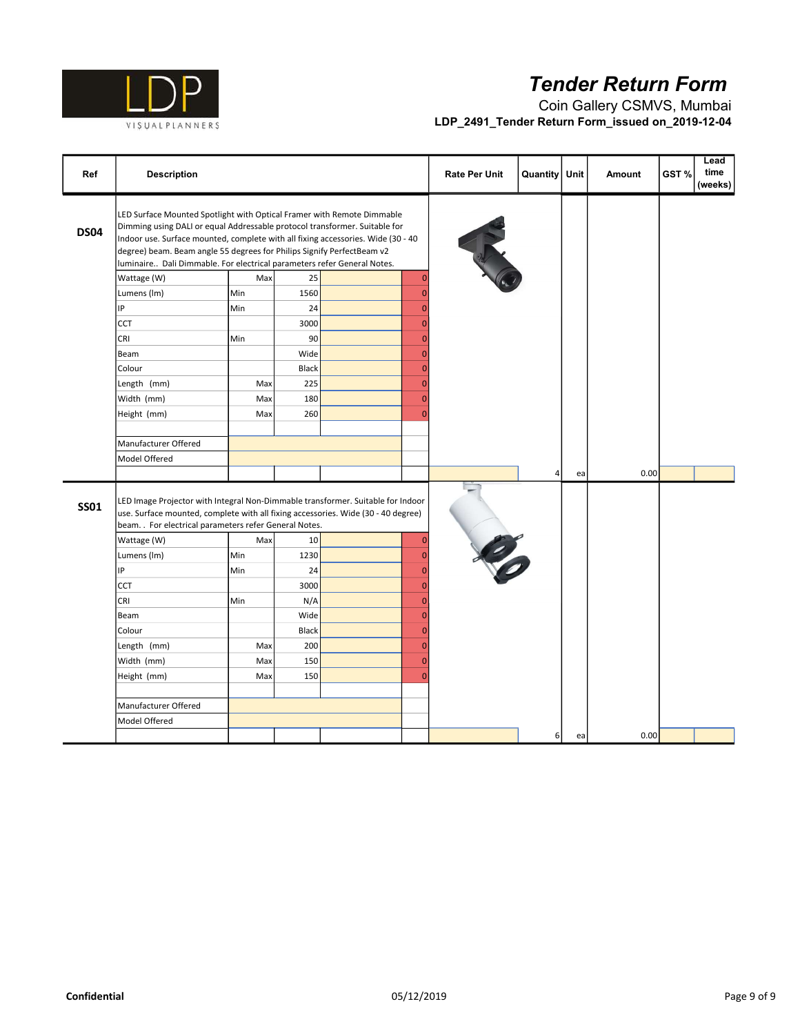# Tender Return Form

Coin Gallery CSMVS, Mumbai

**LDP_2491_Tender Return Form_issued on_2019-12-04**

| Ref | Description | | | | | Rate Per Unit | Quantity | Unit | Amount | GST % | Lead time (weeks) |
|---|---|---|---|---|---|---|---|---|---|---|---|
| **DS04** | LED Surface Mounted Spotlight with Optical Framer with Remote Dimmable Dimming using DALI or equal Addressable protocol transformer. Suitable for Indoor use. Surface mounted, complete with all fixing accessories. Wide (30 - 40 degree) beam. Beam angle 55 degrees for Philips Signify PerfectBeam v2 luminaire.. Dali Dimmable. For electrical parameters refer General Notes. | | | | | | | | | | |
| | Wattage (W) | Max | 25 | | 0 | | | | | | |
| | Lumens (lm) | Min | 1560 | | 0 | | | | | | |
| | IP | Min | 24 | | 0 | | | | | | |
| | CCT | | 3000 | | 0 | | | | | | |
| | CRI | Min | 90 | | 0 | | | | | | |
| | Beam | | Wide | | 0 | | | | | | |
| | Colour | | Black | | 0 | | | | | | |
| | Length (mm) | Max | 225 | | 0 | | | | | | |
| | Width (mm) | Max | 180 | | 0 | | | | | | |
| | Height (mm) | Max | 260 | | 0 | | | | | | |
| | Manufacturer Offered | | | | | | | | | | |
| | Model Offered | | | | | | | | | | |
| | | | | | | | 4 | ea | 0.00 | | |
| **SS01** | LED Image Projector with Integral Non-Dimmable transformer. Suitable for Indoor use. Surface mounted, complete with all fixing accessories. Wide (30 - 40 degree) beam. . For electrical parameters refer General Notes. | | | | | | | | | | |
| | Wattage (W) | Max | 10 | | 0 | | | | | | |
| | Lumens (lm) | Min | 1230 | | 0 | | | | | | |
| | IP | Min | 24 | | 0 | | | | | | |
| | CCT | | 3000 | | 0 | | | | | | |
| | CRI | Min | N/A | | 0 | | | | | | |
| | Beam | | Wide | | 0 | | | | | | |
| | Colour | | Black | | 0 | | | | | | |
| | Length (mm) | Max | 200 | | 0 | | | | | | |
| | Width (mm) | Max | 150 | | 0 | | | | | | |
| | Height (mm) | Max | 150 | | 0 | | | | | | |
| | Manufacturer Offered | | | | | | | | | | |
| | Model Offered | | | | | | | | | | |
| | | | | | | | 6 | ea | 0.00 | | |

**Confidential** 05/12/2019